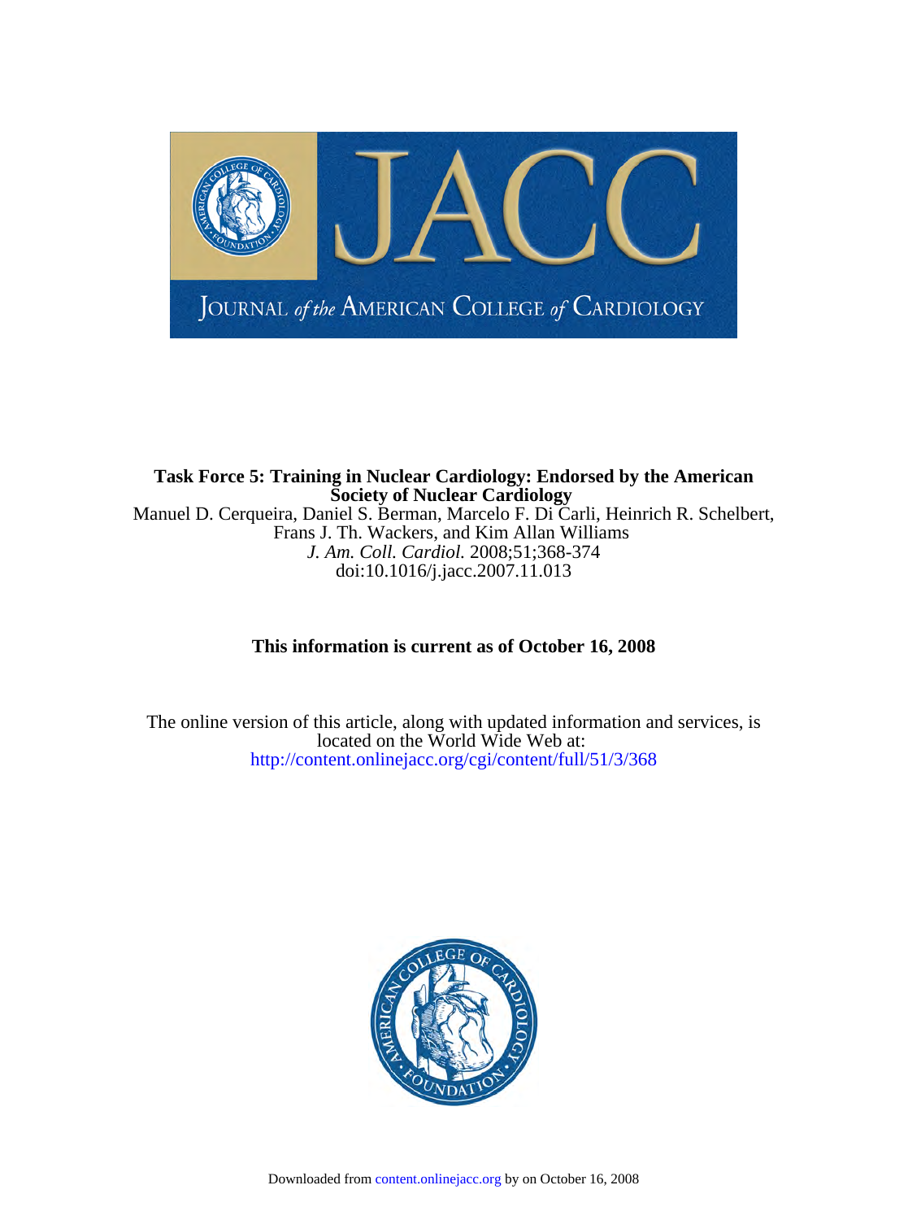# Task Force 5: Training in Nuclear Cardiology: Endorsed by the American Society of Nuclear Cardiology

Manuel D. Cerqueira, Daniel S. Berman, Marcelo F. Di Carli, Heinrich R. Schelbert, Frans J. Th. Wackers, and Kim Allan Williams

*J. Am. Coll. Cardiol.* 2008;51;368-374

doi:10.1016/j.jacc.2007.11.013

**This information is current as of October 16, 2008**

The online version of this article, along with updated information and services, is located on the World Wide Web at:

http://content.onlinejacc.org/cgi/content/full/51/3/368

Downloaded from content.onlinejacc.org by on October 16, 2008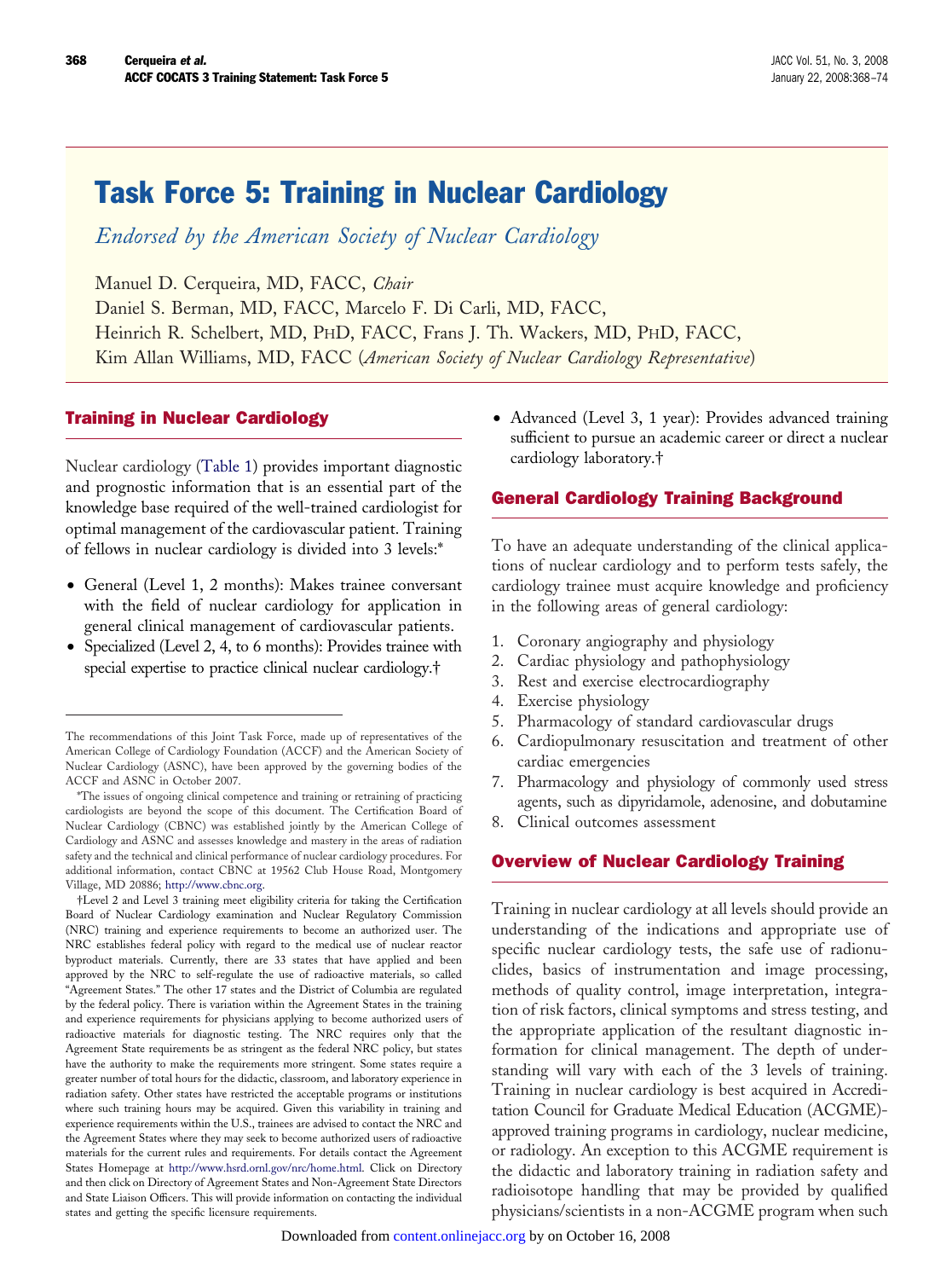# Task Force 5: Training in Nuclear Cardiology

*Endorsed by the American Society of Nuclear Cardiology*

Manuel D. Cerqueira, MD, FACC, *Chair*

Daniel S. Berman, MD, FACC, Marcelo F. Di Carli, MD, FACC,

Heinrich R. Schelbert, MD, PHD, FACC, Frans J. Th. Wackers, MD, PHD, FACC,

Kim Allan Williams, MD, FACC (*American Society of Nuclear Cardiology Representative*)

## Training in Nuclear Cardiology

Nuclear cardiology (Table 1) provides important diagnostic and prognostic information that is an essential part of the knowledge base required of the well-trained cardiologist for optimal management of the cardiovascular patient. Training of fellows in nuclear cardiology is divided into 3 levels:*

- General (Level 1, 2 months): Makes trainee conversant with the field of nuclear cardiology for application in general clinical management of cardiovascular patients.
- Specialized (Level 2, 4, to 6 months): Provides trainee with special expertise to practice clinical nuclear cardiology.†
- Advanced (Level 3, 1 year): Provides advanced training sufficient to pursue an academic career or direct a nuclear cardiology laboratory.†

## General Cardiology Training Background

To have an adequate understanding of the clinical applications of nuclear cardiology and to perform tests safely, the cardiology trainee must acquire knowledge and proficiency in the following areas of general cardiology:

1. Coronary angiography and physiology
2. Cardiac physiology and pathophysiology
3. Rest and exercise electrocardiography
4. Exercise physiology
5. Pharmacology of standard cardiovascular drugs
6. Cardiopulmonary resuscitation and treatment of other cardiac emergencies
7. Pharmacology and physiology of commonly used stress agents, such as dipyridamole, adenosine, and dobutamine
8. Clinical outcomes assessment

## Overview of Nuclear Cardiology Training

Training in nuclear cardiology at all levels should provide an understanding of the indications and appropriate use of specific nuclear cardiology tests, the safe use of radionuclides, basics of instrumentation and image processing, methods of quality control, image interpretation, integration of risk factors, clinical symptoms and stress testing, and the appropriate application of the resultant diagnostic information for clinical management. The depth of understanding will vary with each of the 3 levels of training. Training in nuclear cardiology is best acquired in Accreditation Council for Graduate Medical Education (ACGME)-approved training programs in cardiology, nuclear medicine, or radiology. An exception to this ACGME requirement is the didactic and laboratory training in radiation safety and radioisotope handling that may be provided by qualified physicians/scientists in a non-ACGME program when such

---

The recommendations of this Joint Task Force, made up of representatives of the American College of Cardiology Foundation (ACCF) and the American Society of Nuclear Cardiology (ASNC), have been approved by the governing bodies of the ACCF and ASNC in October 2007.

*The issues of ongoing clinical competence and training or retraining of practicing cardiologists are beyond the scope of this document. The Certification Board of Nuclear Cardiology (CBNC) was established jointly by the American College of Cardiology and ASNC and assesses knowledge and mastery in the areas of radiation safety and the technical and clinical performance of nuclear cardiology procedures. For additional information, contact CBNC at 19562 Club House Road, Montgomery Village, MD 20886; http://www.cbnc.org.

†Level 2 and Level 3 training meet eligibility criteria for taking the Certification Board of Nuclear Cardiology examination and Nuclear Regulatory Commission (NRC) training and experience requirements to become an authorized user. The NRC establishes federal policy with regard to the medical use of nuclear reactor byproduct materials. Currently, there are 33 states that have applied and been approved by the NRC to self-regulate the use of radioactive materials, so called "Agreement States." The other 17 states and the District of Columbia are regulated by the federal policy. There is variation within the Agreement States in the training and experience requirements for physicians applying to become authorized users of radioactive materials for diagnostic testing. The NRC requires only that the Agreement State requirements be as stringent as the federal NRC policy, but states have the authority to make the requirements more stringent. Some states require a greater number of total hours for the didactic, classroom, and laboratory experience in radiation safety. Other states have restricted the acceptable programs or institutions where such training hours may be acquired. Given this variability in training and experience requirements within the U.S., trainees are advised to contact the NRC and the Agreement States where they may seek to become authorized users of radioactive materials for the current rules and requirements. For details contact the Agreement States Homepage at http://www.hsrd.ornl.gov/nrc/home.html. Click on Directory and then click on Directory of Agreement States and Non-Agreement State Directors and State Liaison Officers. This will provide information on contacting the individual states and getting the specific licensure requirements.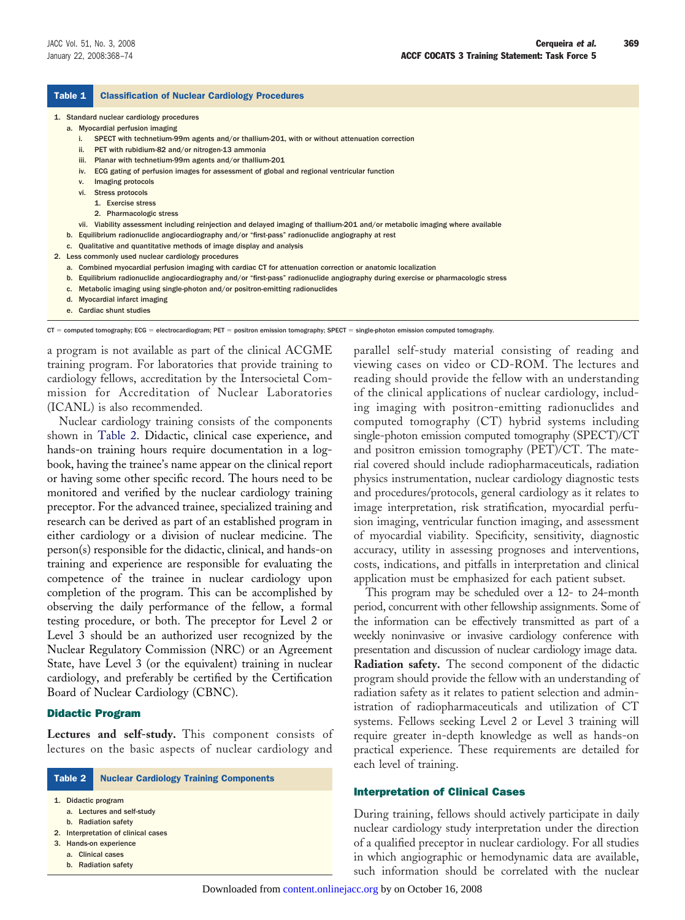**Table 1 Classification of Nuclear Cardiology Procedures**

1. Standard nuclear cardiology procedures
   a. Myocardial perfusion imaging
      i. SPECT with technetium-99m agents and/or thallium-201, with or without attenuation correction
      ii. PET with rubidium-82 and/or nitrogen-13 ammonia
      iii. Planar with technetium-99m agents and/or thallium-201
      iv. ECG gating of perfusion images for assessment of global and regional ventricular function
      v. Imaging protocols
      vi. Stress protocols
         1. Exercise stress
         2. Pharmacologic stress
      vii. Viability assessment including reinjection and delayed imaging of thallium-201 and/or metabolic imaging where available
   b. Equilibrium radionuclide angiocardiography and/or "first-pass" radionuclide angiography at rest
   c. Qualitative and quantitative methods of image display and analysis
2. Less commonly used nuclear cardiology procedures
   a. Combined myocardial perfusion imaging with cardiac CT for attenuation correction or anatomic localization
   b. Equilibrium radionuclide angiocardiography and/or "first-pass" radionuclide angiography during exercise or pharmacologic stress
   c. Metabolic imaging using single-photon and/or positron-emitting radionuclides
   d. Myocardial infarct imaging
   e. Cardiac shunt studies

CT = computed tomography; ECG = electrocardiogram; PET = positron emission tomography; SPECT = single-photon emission computed tomography.

a program is not available as part of the clinical ACGME training program. For laboratories that provide training to cardiology fellows, accreditation by the Intersocietal Commission for Accreditation of Nuclear Laboratories (ICANL) is also recommended.

Nuclear cardiology training consists of the components shown in Table 2. Didactic, clinical case experience, and hands-on training hours require documentation in a logbook, having the trainee's name appear on the clinical report or having some other specific record. The hours need to be monitored and verified by the nuclear cardiology training preceptor. For the advanced trainee, specialized training and research can be derived as part of an established program in either cardiology or a division of nuclear medicine. The person(s) responsible for the didactic, clinical, and hands-on training and experience are responsible for evaluating the competence of the trainee in nuclear cardiology upon completion of the program. This can be accomplished by observing the daily performance of the fellow, a formal testing procedure, or both. The preceptor for Level 2 or Level 3 should be an authorized user recognized by the Nuclear Regulatory Commission (NRC) or an Agreement State, have Level 3 (or the equivalent) training in nuclear cardiology, and preferably be certified by the Certification Board of Nuclear Cardiology (CBNC).

## Didactic Program

**Lectures and self-study.** This component consists of lectures on the basic aspects of nuclear cardiology and parallel self-study material consisting of reading and viewing cases on video or CD-ROM. The lectures and reading should provide the fellow with an understanding of the clinical applications of nuclear cardiology, including imaging with positron-emitting radionuclides and computed tomography (CT) hybrid systems including single-photon emission computed tomography (SPECT)/CT and positron emission tomography (PET)/CT. The material covered should include radiopharmaceuticals, radiation physics instrumentation, nuclear cardiology diagnostic tests and procedures/protocols, general cardiology as it relates to image interpretation, risk stratification, myocardial perfusion imaging, ventricular function imaging, and assessment of myocardial viability. Specificity, sensitivity, diagnostic accuracy, utility in assessing prognoses and interventions, costs, indications, and pitfalls in interpretation and clinical application must be emphasized for each patient subset.

**Table 2 Nuclear Cardiology Training Components**

1. Didactic program
   a. Lectures and self-study
   b. Radiation safety
2. Interpretation of clinical cases
3. Hands-on experience
   a. Clinical cases
   b. Radiation safety

This program may be scheduled over a 12- to 24-month period, concurrent with other fellowship assignments. Some of the information can be effectively transmitted as part of a weekly noninvasive or invasive cardiology conference with presentation and discussion of nuclear cardiology image data.

**Radiation safety.** The second component of the didactic program should provide the fellow with an understanding of radiation safety as it relates to patient selection and administration of radiopharmaceuticals and utilization of CT systems. Fellows seeking Level 2 or Level 3 training will require greater in-depth knowledge as well as hands-on practical experience. These requirements are detailed for each level of training.

## Interpretation of Clinical Cases

During training, fellows should actively participate in daily nuclear cardiology study interpretation under the direction of a qualified preceptor in nuclear cardiology. For all studies in which angiographic or hemodynamic data are available, such information should be correlated with the nuclear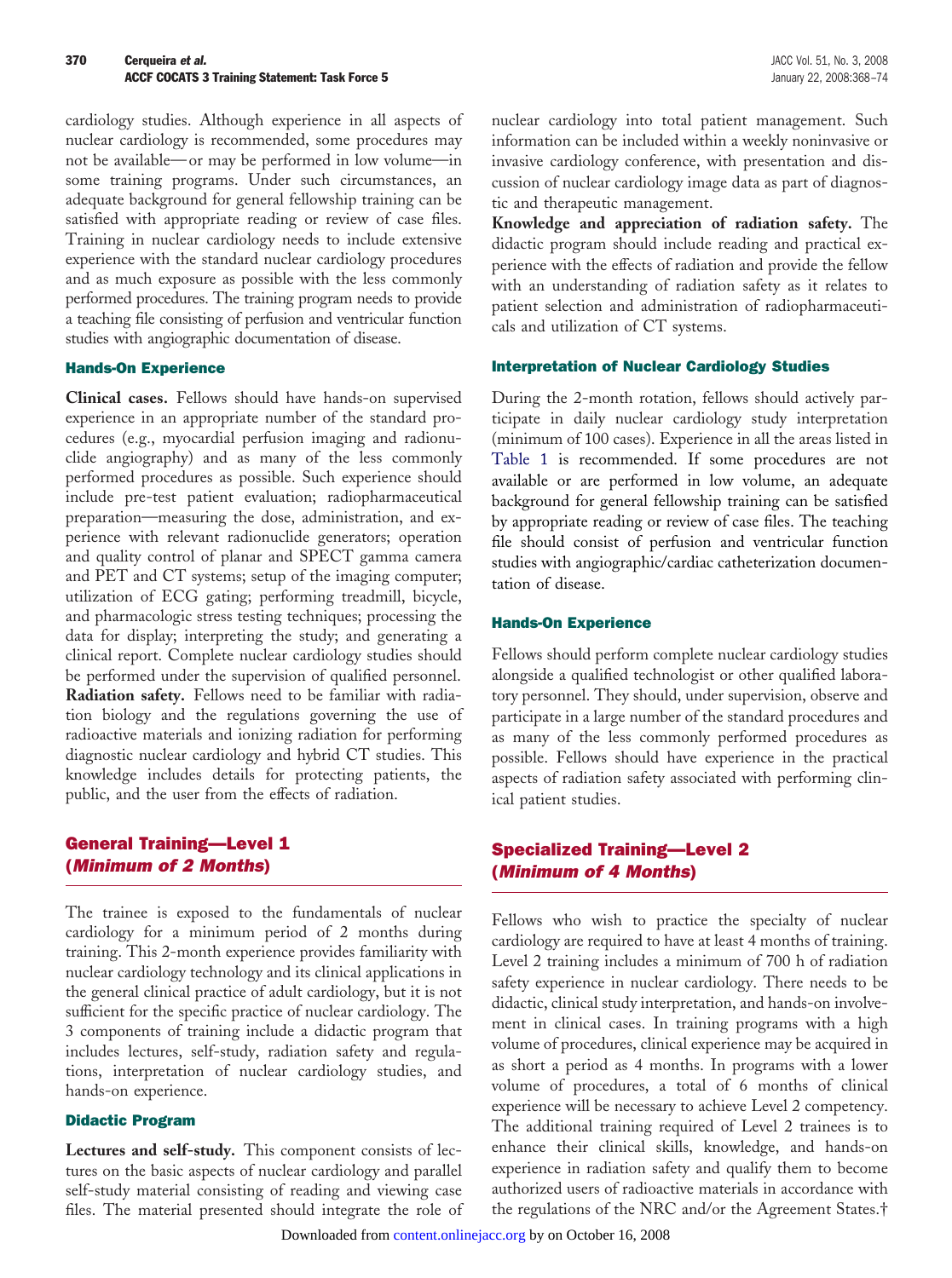cardiology studies. Although experience in all aspects of nuclear cardiology is recommended, some procedures may not be available—or may be performed in low volume—in some training programs. Under such circumstances, an adequate background for general fellowship training can be satisfied with appropriate reading or review of case files. Training in nuclear cardiology needs to include extensive experience with the standard nuclear cardiology procedures and as much exposure as possible with the less commonly performed procedures. The training program needs to provide a teaching file consisting of perfusion and ventricular function studies with angiographic documentation of disease.

### Hands-On Experience

**Clinical cases.** Fellows should have hands-on supervised experience in an appropriate number of the standard procedures (e.g., myocardial perfusion imaging and radionuclide angiography) and as many of the less commonly performed procedures as possible. Such experience should include pre-test patient evaluation; radiopharmaceutical preparation—measuring the dose, administration, and experience with relevant radionuclide generators; operation and quality control of planar and SPECT gamma camera and PET and CT systems; setup of the imaging computer; utilization of ECG gating; performing treadmill, bicycle, and pharmacologic stress testing techniques; processing the data for display; interpreting the study; and generating a clinical report. Complete nuclear cardiology studies should be performed under the supervision of qualified personnel.

**Radiation safety.** Fellows need to be familiar with radiation biology and the regulations governing the use of radioactive materials and ionizing radiation for performing diagnostic nuclear cardiology and hybrid CT studies. This knowledge includes details for protecting patients, the public, and the user from the effects of radiation.

## General Training—Level 1 (*Minimum of 2 Months*)

The trainee is exposed to the fundamentals of nuclear cardiology for a minimum period of 2 months during training. This 2-month experience provides familiarity with nuclear cardiology technology and its clinical applications in the general clinical practice of adult cardiology, but it is not sufficient for the specific practice of nuclear cardiology. The 3 components of training include a didactic program that includes lectures, self-study, radiation safety and regulations, interpretation of nuclear cardiology studies, and hands-on experience.

### Didactic Program

**Lectures and self-study.** This component consists of lectures on the basic aspects of nuclear cardiology and parallel self-study material consisting of reading and viewing case files. The material presented should integrate the role of nuclear cardiology into total patient management. Such information can be included within a weekly noninvasive or invasive cardiology conference, with presentation and discussion of nuclear cardiology image data as part of diagnostic and therapeutic management.

**Knowledge and appreciation of radiation safety.** The didactic program should include reading and practical experience with the effects of radiation and provide the fellow with an understanding of radiation safety as it relates to patient selection and administration of radiopharmaceuticals and utilization of CT systems.

### Interpretation of Nuclear Cardiology Studies

During the 2-month rotation, fellows should actively participate in daily nuclear cardiology study interpretation (minimum of 100 cases). Experience in all the areas listed in Table 1 is recommended. If some procedures are not available or are performed in low volume, an adequate background for general fellowship training can be satisfied by appropriate reading or review of case files. The teaching file should consist of perfusion and ventricular function studies with angiographic/cardiac catheterization documentation of disease.

### Hands-On Experience

Fellows should perform complete nuclear cardiology studies alongside a qualified technologist or other qualified laboratory personnel. They should, under supervision, observe and participate in a large number of the standard procedures and as many of the less commonly performed procedures as possible. Fellows should have experience in the practical aspects of radiation safety associated with performing clinical patient studies.

## Specialized Training—Level 2 (*Minimum of 4 Months*)

Fellows who wish to practice the specialty of nuclear cardiology are required to have at least 4 months of training. Level 2 training includes a minimum of 700 h of radiation safety experience in nuclear cardiology. There needs to be didactic, clinical study interpretation, and hands-on involvement in clinical cases. In training programs with a high volume of procedures, clinical experience may be acquired in as short a period as 4 months. In programs with a lower volume of procedures, a total of 6 months of clinical experience will be necessary to achieve Level 2 competency. The additional training required of Level 2 trainees is to enhance their clinical skills, knowledge, and hands-on experience in radiation safety and qualify them to become authorized users of radioactive materials in accordance with the regulations of the NRC and/or the Agreement States.†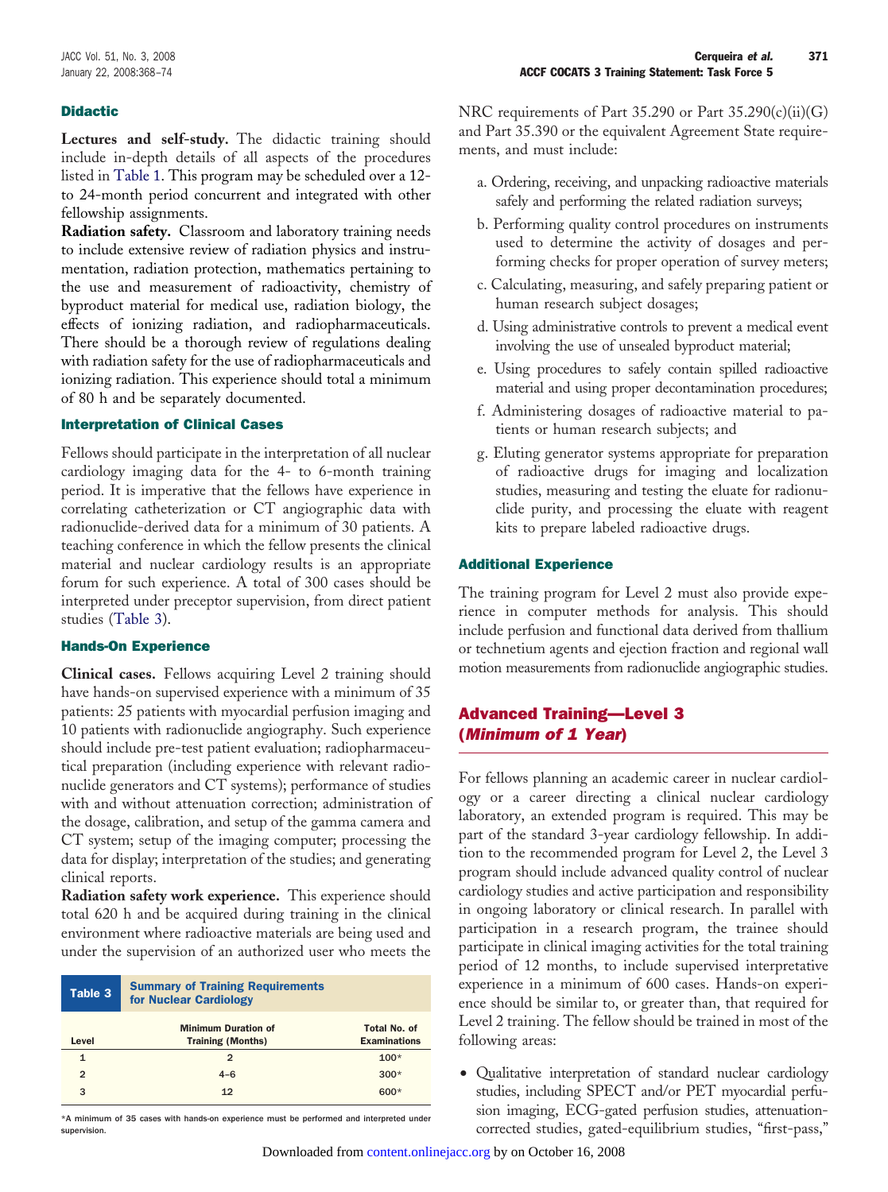### Didactic

**Lectures and self-study.** The didactic training should include in-depth details of all aspects of the procedures listed in Table 1. This program may be scheduled over a 12- to 24-month period concurrent and integrated with other fellowship assignments.

**Radiation safety.** Classroom and laboratory training needs to include extensive review of radiation physics and instrumentation, radiation protection, mathematics pertaining to the use and measurement of radioactivity, chemistry of byproduct material for medical use, radiation biology, the effects of ionizing radiation, and radiopharmaceuticals. There should be a thorough review of regulations dealing with radiation safety for the use of radiopharmaceuticals and ionizing radiation. This experience should total a minimum of 80 h and be separately documented.

### Interpretation of Clinical Cases

Fellows should participate in the interpretation of all nuclear cardiology imaging data for the 4- to 6-month training period. It is imperative that the fellows have experience in correlating catheterization or CT angiographic data with radionuclide-derived data for a minimum of 30 patients. A teaching conference in which the fellow presents the clinical material and nuclear cardiology results is an appropriate forum for such experience. A total of 300 cases should be interpreted under preceptor supervision, from direct patient studies (Table 3).

### Hands-On Experience

**Clinical cases.** Fellows acquiring Level 2 training should have hands-on supervised experience with a minimum of 35 patients: 25 patients with myocardial perfusion imaging and 10 patients with radionuclide angiography. Such experience should include pre-test patient evaluation; radiopharmaceutical preparation (including experience with relevant radionuclide generators and CT systems); performance of studies with and without attenuation correction; administration of the dosage, calibration, and setup of the gamma camera and CT system; setup of the imaging computer; processing the data for display; interpretation of the studies; and generating clinical reports.

**Radiation safety work experience.** This experience should total 620 h and be acquired during training in the clinical environment where radioactive materials are being used and under the supervision of an authorized user who meets the NRC requirements of Part 35.290 or Part 35.290(c)(ii)(G) and Part 35.390 or the equivalent Agreement State requirements, and must include:

a. Ordering, receiving, and unpacking radioactive materials safely and performing the related radiation surveys;
b. Performing quality control procedures on instruments used to determine the activity of dosages and performing checks for proper operation of survey meters;
c. Calculating, measuring, and safely preparing patient or human research subject dosages;
d. Using administrative controls to prevent a medical event involving the use of unsealed byproduct material;
e. Using procedures to safely contain spilled radioactive material and using proper decontamination procedures;
f. Administering dosages of radioactive material to patients or human research subjects; and
g. Eluting generator systems appropriate for preparation of radioactive drugs for imaging and localization studies, measuring and testing the eluate for radionuclide purity, and processing the eluate with reagent kits to prepare labeled radioactive drugs.

**Table 3** Summary of Training Requirements for Nuclear Cardiology

| Level | Minimum Duration of Training (Months) | Total No. of Examinations |
|---|---|---|
| 1 | 2 | 100* |
| 2 | 4–6 | 300* |
| 3 | 12 | 600* |

*A minimum of 35 cases with hands-on experience must be performed and interpreted under supervision.

### Additional Experience

The training program for Level 2 must also provide experience in computer methods for analysis. This should include perfusion and functional data derived from thallium or technetium agents and ejection fraction and regional wall motion measurements from radionuclide angiographic studies.

## Advanced Training—Level 3 (*Minimum of 1 Year*)

For fellows planning an academic career in nuclear cardiology or a career directing a clinical nuclear cardiology laboratory, an extended program is required. This may be part of the standard 3-year cardiology fellowship. In addition to the recommended program for Level 2, the Level 3 program should include advanced quality control of nuclear cardiology studies and active participation and responsibility in ongoing laboratory or clinical research. In parallel with participation in a research program, the trainee should participate in clinical imaging activities for the total training period of 12 months, to include supervised interpretative experience in a minimum of 600 cases. Hands-on experience should be similar to, or greater than, that required for Level 2 training. The fellow should be trained in most of the following areas:

- Qualitative interpretation of standard nuclear cardiology studies, including SPECT and/or PET myocardial perfusion imaging, ECG-gated perfusion studies, attenuation-corrected studies, gated-equilibrium studies, "first-pass,"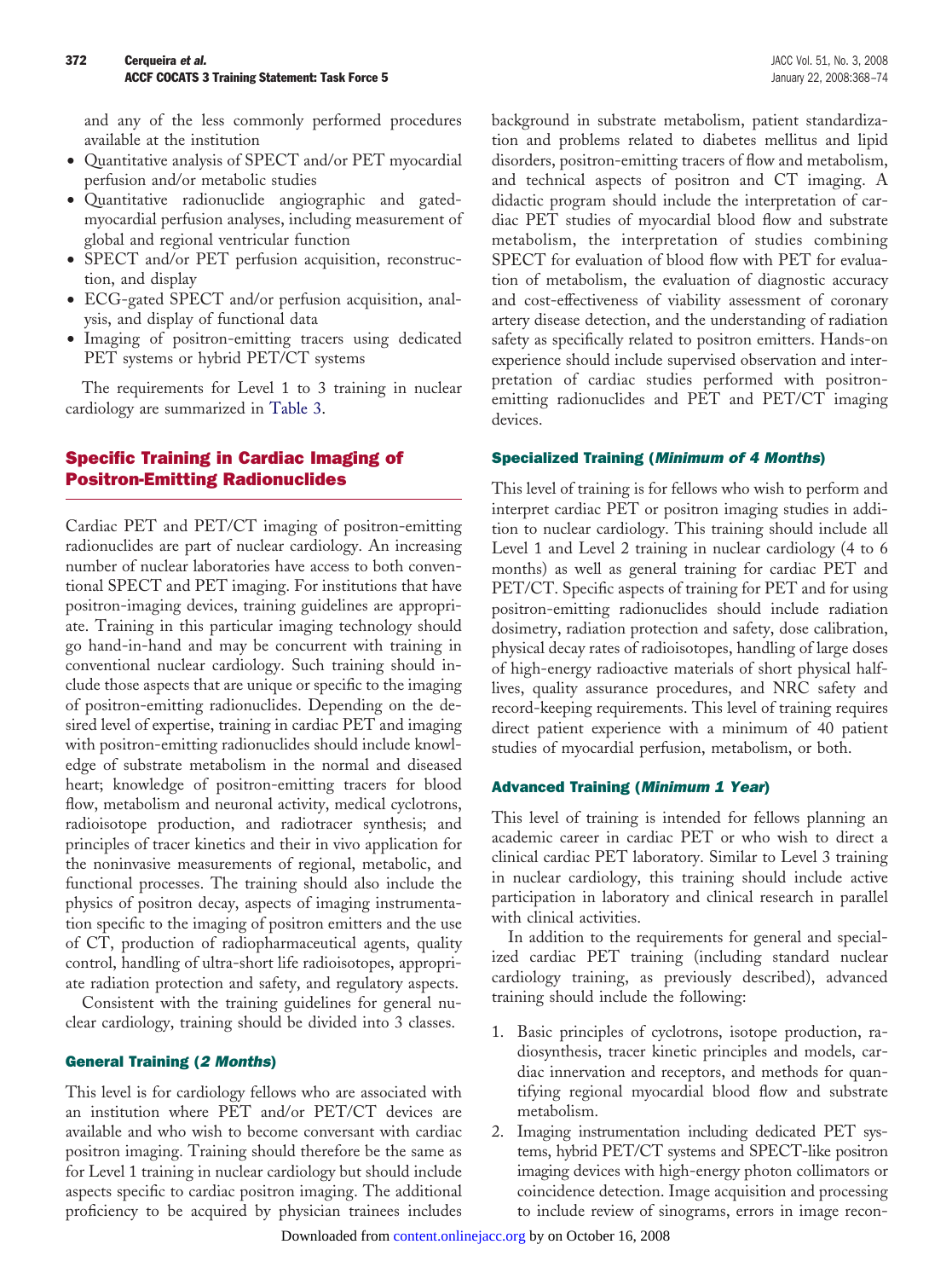and any of the less commonly performed procedures available at the institution

- Quantitative analysis of SPECT and/or PET myocardial perfusion and/or metabolic studies
- Quantitative radionuclide angiographic and gated-myocardial perfusion analyses, including measurement of global and regional ventricular function
- SPECT and/or PET perfusion acquisition, reconstruction, and display
- ECG-gated SPECT and/or perfusion acquisition, analysis, and display of functional data
- Imaging of positron-emitting tracers using dedicated PET systems or hybrid PET/CT systems

The requirements for Level 1 to 3 training in nuclear cardiology are summarized in Table 3.

## Specific Training in Cardiac Imaging of Positron-Emitting Radionuclides

Cardiac PET and PET/CT imaging of positron-emitting radionuclides are part of nuclear cardiology. An increasing number of nuclear laboratories have access to both conventional SPECT and PET imaging. For institutions that have positron-imaging devices, training guidelines are appropriate. Training in this particular imaging technology should go hand-in-hand and may be concurrent with training in conventional nuclear cardiology. Such training should include those aspects that are unique or specific to the imaging of positron-emitting radionuclides. Depending on the desired level of expertise, training in cardiac PET and imaging with positron-emitting radionuclides should include knowledge of substrate metabolism in the normal and diseased heart; knowledge of positron-emitting tracers for blood flow, metabolism and neuronal activity, medical cyclotrons, radioisotope production, and radiotracer synthesis; and principles of tracer kinetics and their in vivo application for the noninvasive measurements of regional, metabolic, and functional processes. The training should also include the physics of positron decay, aspects of imaging instrumentation specific to the imaging of positron emitters and the use of CT, production of radiopharmaceutical agents, quality control, handling of ultra-short life radioisotopes, appropriate radiation protection and safety, and regulatory aspects.

Consistent with the training guidelines for general nuclear cardiology, training should be divided into 3 classes.

### General Training (*2 Months*)

This level is for cardiology fellows who are associated with an institution where PET and/or PET/CT devices are available and who wish to become conversant with cardiac positron imaging. Training should therefore be the same as for Level 1 training in nuclear cardiology but should include aspects specific to cardiac positron imaging. The additional proficiency to be acquired by physician trainees includes background in substrate metabolism, patient standardization and problems related to diabetes mellitus and lipid disorders, positron-emitting tracers of flow and metabolism, and technical aspects of positron and CT imaging. A didactic program should include the interpretation of cardiac PET studies of myocardial blood flow and substrate metabolism, the interpretation of studies combining SPECT for evaluation of blood flow with PET for evaluation of metabolism, the evaluation of diagnostic accuracy and cost-effectiveness of viability assessment of coronary artery disease detection, and the understanding of radiation safety as specifically related to positron emitters. Hands-on experience should include supervised observation and interpretation of cardiac studies performed with positron-emitting radionuclides and PET and PET/CT imaging devices.

### Specialized Training (*Minimum of 4 Months*)

This level of training is for fellows who wish to perform and interpret cardiac PET or positron imaging studies in addition to nuclear cardiology. This training should include all Level 1 and Level 2 training in nuclear cardiology (4 to 6 months) as well as general training for cardiac PET and PET/CT. Specific aspects of training for PET and for using positron-emitting radionuclides should include radiation dosimetry, radiation protection and safety, dose calibration, physical decay rates of radioisotopes, handling of large doses of high-energy radioactive materials of short physical half-lives, quality assurance procedures, and NRC safety and record-keeping requirements. This level of training requires direct patient experience with a minimum of 40 patient studies of myocardial perfusion, metabolism, or both.

### Advanced Training (*Minimum 1 Year*)

This level of training is intended for fellows planning an academic career in cardiac PET or who wish to direct a clinical cardiac PET laboratory. Similar to Level 3 training in nuclear cardiology, this training should include active participation in laboratory and clinical research in parallel with clinical activities.

In addition to the requirements for general and specialized cardiac PET training (including standard nuclear cardiology training, as previously described), advanced training should include the following:

1. Basic principles of cyclotrons, isotope production, radiosynthesis, tracer kinetic principles and models, cardiac innervation and receptors, and methods for quantifying regional myocardial blood flow and substrate metabolism.
2. Imaging instrumentation including dedicated PET systems, hybrid PET/CT systems and SPECT-like positron imaging devices with high-energy photon collimators or coincidence detection. Image acquisition and processing to include review of sinograms, errors in image recon-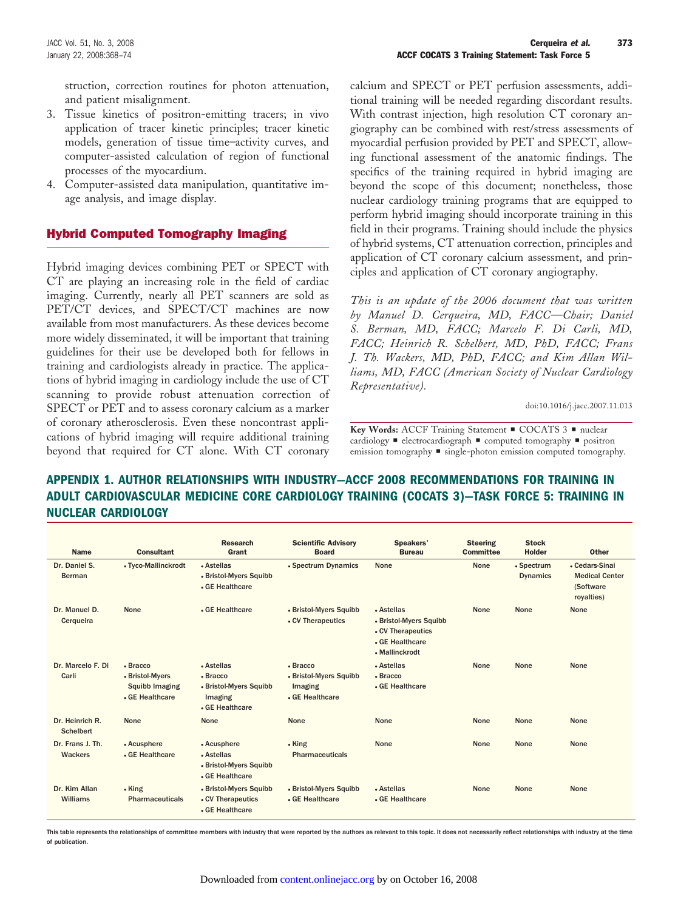struction, correction routines for photon attenuation, and patient misalignment.
3. Tissue kinetics of positron-emitting tracers; in vivo application of tracer kinetic principles; tracer kinetic models, generation of tissue time–activity curves, and computer-assisted calculation of region of functional processes of the myocardium.
4. Computer-assisted data manipulation, quantitative image analysis, and image display.

## Hybrid Computed Tomography Imaging

Hybrid imaging devices combining PET or SPECT with CT are playing an increasing role in the field of cardiac imaging. Currently, nearly all PET scanners are sold as PET/CT devices, and SPECT/CT machines are now available from most manufacturers. As these devices become more widely disseminated, it will be important that training guidelines for their use be developed both for fellows in training and cardiologists already in practice. The applications of hybrid imaging in cardiology include the use of CT scanning to provide robust attenuation correction of SPECT or PET and to assess coronary calcium as a marker of coronary atherosclerosis. Even these noncontrast applications of hybrid imaging will require additional training beyond that required for CT alone. With CT coronary calcium and SPECT or PET perfusion assessments, additional training will be needed regarding discordant results. With contrast injection, high resolution CT coronary angiography can be combined with rest/stress assessments of myocardial perfusion provided by PET and SPECT, allowing functional assessment of the anatomic findings. The specifics of the training required in hybrid imaging are beyond the scope of this document; nonetheless, those nuclear cardiology training programs that are equipped to perform hybrid imaging should incorporate training in this field in their programs. Training should include the physics of hybrid systems, CT attenuation correction, principles and application of CT coronary calcium assessment, and principles and application of CT coronary angiography.

*This is an update of the 2006 document that was written by Manuel D. Cerqueira, MD, FACC—Chair; Daniel S. Berman, MD, FACC; Marcelo F. Di Carli, MD, FACC; Heinrich R. Schelbert, MD, PhD, FACC; Frans J. Th. Wackers, MD, PhD, FACC; and Kim Allan Williams, MD, FACC (American Society of Nuclear Cardiology Representative).*

doi:10.1016/j.jacc.2007.11.013

**Key Words:** ACCF Training Statement ▪ COCATS 3 ▪ nuclear cardiology ▪ electrocardiograph ▪ computed tomography ▪ positron emission tomography ▪ single-photon emission computed tomography.

## APPENDIX 1. AUTHOR RELATIONSHIPS WITH INDUSTRY—ACCF 2008 RECOMMENDATIONS FOR TRAINING IN ADULT CARDIOVASCULAR MEDICINE CORE CARDIOLOGY TRAINING (COCATS 3)—TASK FORCE 5: TRAINING IN NUCLEAR CARDIOLOGY

| Name | Consultant | Research Grant | Scientific Advisory Board | Speakers' Bureau | Steering Committee | Stock Holder | Other |
|---|---|---|---|---|---|---|---|
| Dr. Daniel S. Berman | • Tyco-Mallinckrodt | • Astellas<br>• Bristol-Myers Squibb<br>• GE Healthcare | • Spectrum Dynamics | None | None | • Spectrum Dynamics | • Cedars-Sinai Medical Center (Software royalties) |
| Dr. Manuel D. Cerqueira | None | • GE Healthcare | • Bristol-Myers Squibb<br>• CV Therapeutics | • Astellas<br>• Bristol-Myers Squibb<br>• CV Therapeutics<br>• GE Healthcare<br>• Mallinckrodt | None | None | None |
| Dr. Marcelo F. Di Carli | • Bracco<br>• Bristol-Myers Squibb Imaging<br>• GE Healthcare | • Astellas<br>• Bracco<br>• Bristol-Myers Squibb Imaging<br>• GE Healthcare | • Bracco<br>• Bristol-Myers Squibb Imaging<br>• GE Healthcare | • Astellas<br>• Bracco<br>• GE Healthcare | None | None | None |
| Dr. Heinrich R. Schelbert | None | None | None | None | None | None | None |
| Dr. Frans J. Th. Wackers | • Acusphere<br>• GE Healthcare | • Acusphere<br>• Astellas<br>• Bristol-Myers Squibb<br>• GE Healthcare | • King Pharmaceuticals | None | None | None | None |
| Dr. Kim Allan Williams | • King Pharmaceuticals | • Bristol-Myers Squibb<br>• CV Therapeutics<br>• GE Healthcare | • Bristol-Myers Squibb<br>• GE Healthcare | • Astellas<br>• GE Healthcare | None | None | None |

This table represents the relationships of committee members with industry that were reported by the authors as relevant to this topic. It does not necessarily reflect relationships with industry at the time of publication.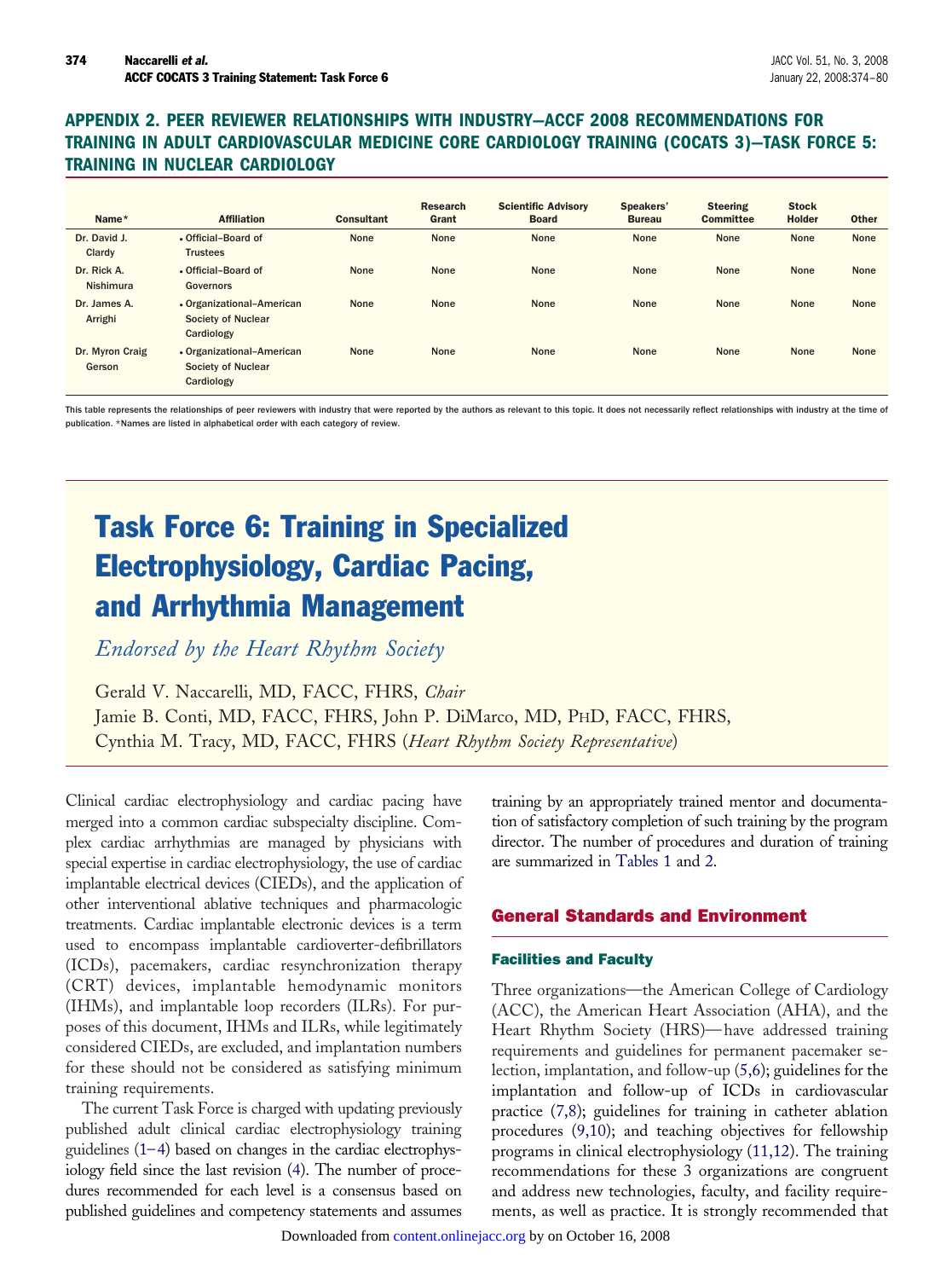## APPENDIX 2. PEER REVIEWER RELATIONSHIPS WITH INDUSTRY—ACCF 2008 RECOMMENDATIONS FOR TRAINING IN ADULT CARDIOVASCULAR MEDICINE CORE CARDIOLOGY TRAINING (COCATS 3)—TASK FORCE 5: TRAINING IN NUCLEAR CARDIOLOGY

| Name* | Affiliation | Consultant | Research Grant | Scientific Advisory Board | Speakers' Bureau | Steering Committee | Stock Holder | Other |
|---|---|---|---|---|---|---|---|---|
| Dr. David J. Clardy | • Official–Board of Trustees | None | None | None | None | None | None | None |
| Dr. Rick A. Nishimura | • Official–Board of Governors | None | None | None | None | None | None | None |
| Dr. James A. Arrighi | • Organizational–American Society of Nuclear Cardiology | None | None | None | None | None | None | None |
| Dr. Myron Craig Gerson | • Organizational–American Society of Nuclear Cardiology | None | None | None | None | None | None | None |

This table represents the relationships of peer reviewers with industry that were reported by the authors as relevant to this topic. It does not necessarily reflect relationships with industry at the time of publication. *Names are listed in alphabetical order with each category of review.

# Task Force 6: Training in Specialized Electrophysiology, Cardiac Pacing, and Arrhythmia Management

*Endorsed by the Heart Rhythm Society*

Gerald V. Naccarelli, MD, FACC, FHRS, *Chair*
Jamie B. Conti, MD, FACC, FHRS, John P. DiMarco, MD, PhD, FACC, FHRS,
Cynthia M. Tracy, MD, FACC, FHRS (*Heart Rhythm Society Representative*)

Clinical cardiac electrophysiology and cardiac pacing have merged into a common cardiac subspecialty discipline. Complex cardiac arrhythmias are managed by physicians with special expertise in cardiac electrophysiology, the use of cardiac implantable electrical devices (CIEDs), and the application of other interventional ablative techniques and pharmacologic treatments. Cardiac implantable electronic devices is a term used to encompass implantable cardioverter-defibrillators (ICDs), pacemakers, cardiac resynchronization therapy (CRT) devices, implantable hemodynamic monitors (IHMs), and implantable loop recorders (ILRs). For purposes of this document, IHMs and ILRs, while legitimately considered CIEDs, are excluded, and implantation numbers for these should not be considered as satisfying minimum training requirements.

The current Task Force is charged with updating previously published adult clinical cardiac electrophysiology training guidelines (1–4) based on changes in the cardiac electrophysiology field since the last revision (4). The number of procedures recommended for each level is a consensus based on published guidelines and competency statements and assumes training by an appropriately trained mentor and documentation of satisfactory completion of such training by the program director. The number of procedures and duration of training are summarized in Tables 1 and 2.

## General Standards and Environment

### Facilities and Faculty

Three organizations—the American College of Cardiology (ACC), the American Heart Association (AHA), and the Heart Rhythm Society (HRS)—have addressed training requirements and guidelines for permanent pacemaker selection, implantation, and follow-up (5,6); guidelines for the implantation and follow-up of ICDs in cardiovascular practice (7,8); guidelines for training in catheter ablation procedures (9,10); and teaching objectives for fellowship programs in clinical electrophysiology (11,12). The training recommendations for these 3 organizations are congruent and address new technologies, faculty, and facility requirements, as well as practice. It is strongly recommended that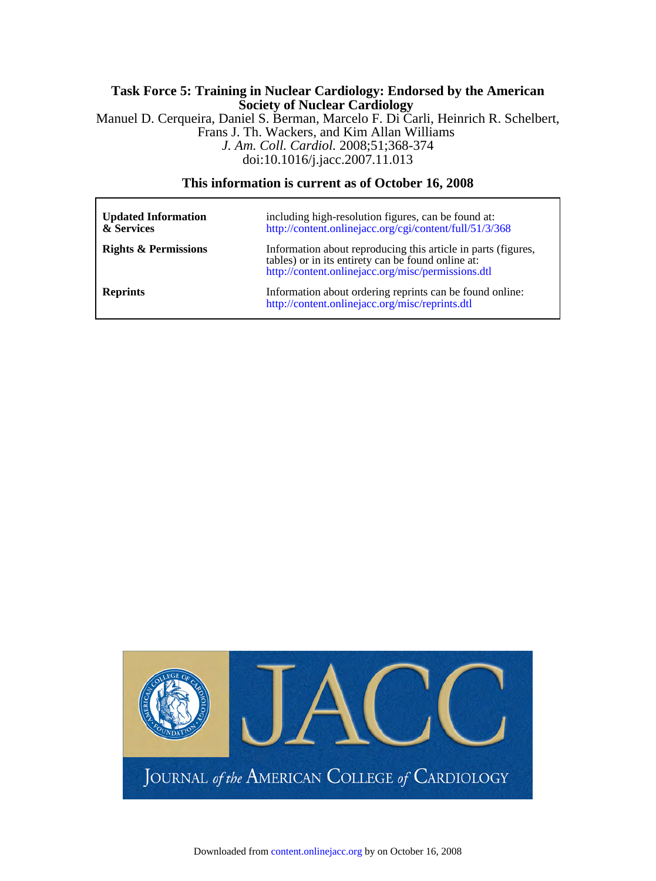**Task Force 5: Training in Nuclear Cardiology: Endorsed by the American Society of Nuclear Cardiology**

Manuel D. Cerqueira, Daniel S. Berman, Marcelo F. Di Carli, Heinrich R. Schelbert, Frans J. Th. Wackers, and Kim Allan Williams

*J. Am. Coll. Cardiol.* 2008;51;368-374

doi:10.1016/j.jacc.2007.11.013

**This information is current as of October 16, 2008**

| | |
|---|---|
| **Updated Information & Services** | including high-resolution figures, can be found at: http://content.onlinejacc.org/cgi/content/full/51/3/368 |
| **Rights & Permissions** | Information about reproducing this article in parts (figures, tables) or in its entirety can be found online at: http://content.onlinejacc.org/misc/permissions.dtl |
| **Reprints** | Information about ordering reprints can be found online: http://content.onlinejacc.org/misc/reprints.dtl |

JACC

JOURNAL *of the* AMERICAN COLLEGE *of* CARDIOLOGY

Downloaded from content.onlinejacc.org by on October 16, 2008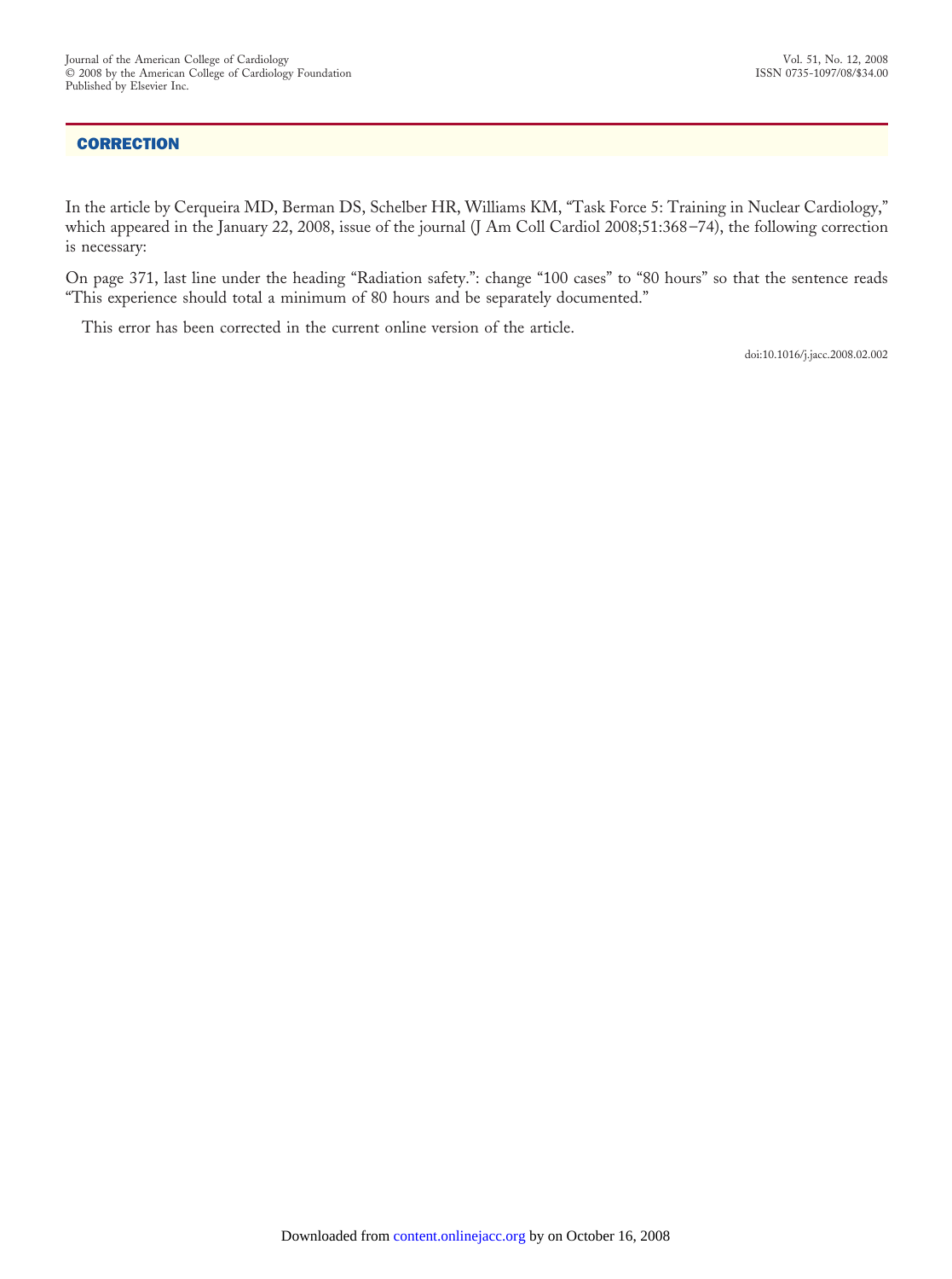## CORRECTION

In the article by Cerqueira MD, Berman DS, Schelber HR, Williams KM, "Task Force 5: Training in Nuclear Cardiology," which appeared in the January 22, 2008, issue of the journal (J Am Coll Cardiol 2008;51:368–74), the following correction is necessary:

On page 371, last line under the heading "Radiation safety.": change "100 cases" to "80 hours" so that the sentence reads "This experience should total a minimum of 80 hours and be separately documented."

This error has been corrected in the current online version of the article.

doi:10.1016/j.jacc.2008.02.002